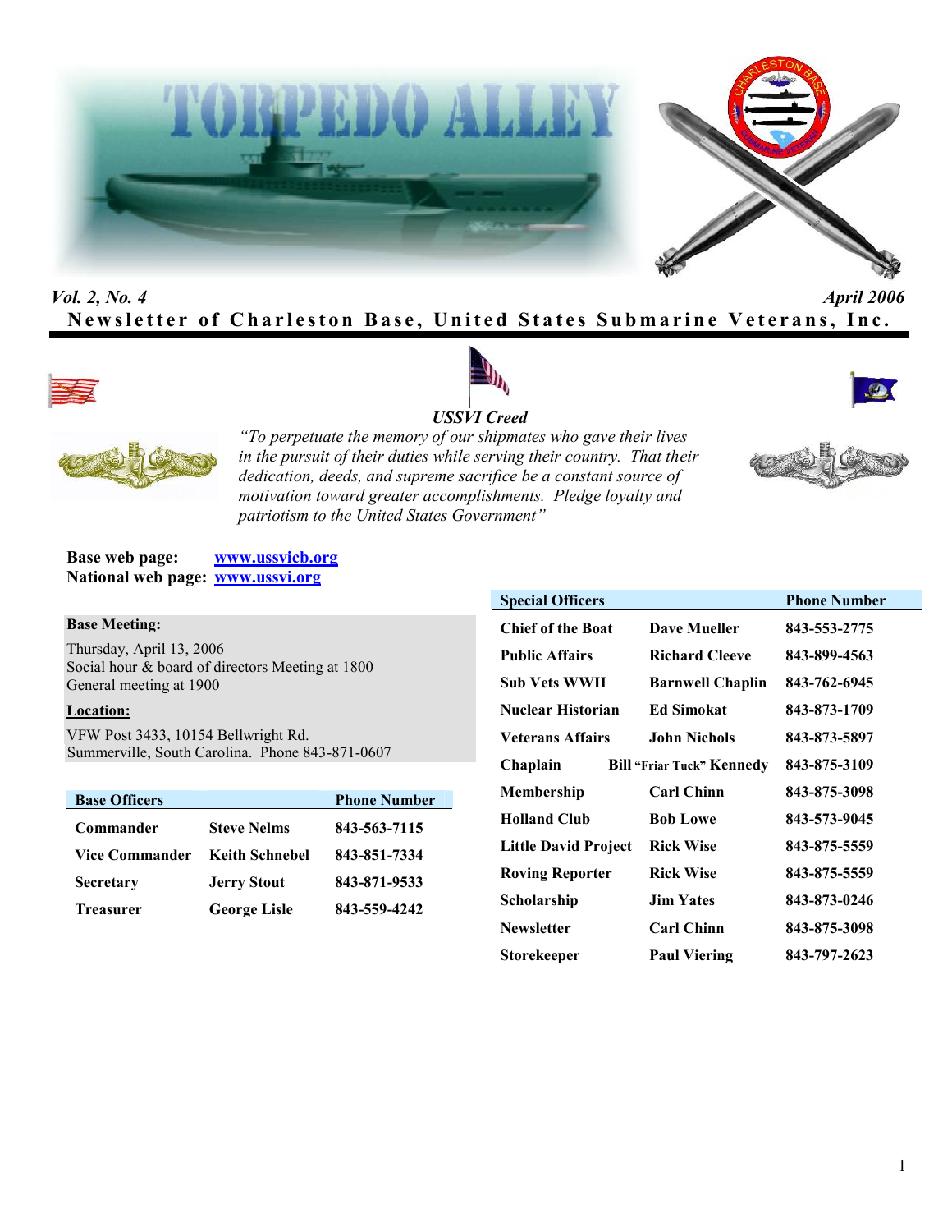# TORPEDO ALLEY

*Vol. 2, No. 4* *April 2006*

**Newsletter of Charleston Base, United States Submarine Veterans, Inc.**

***USSVI Creed***

*"To perpetuate the memory of our shipmates who gave their lives in the pursuit of their duties while serving their country. That their dedication, deeds, and supreme sacrifice be a constant source of motivation toward greater accomplishments. Pledge loyalty and patriotism to the United States Government"*

**Base web page:** www.ussvicb.org
**National web page:** www.ussvi.org

**Base Meeting:**

Thursday, April 13, 2006
Social hour & board of directors Meeting at 1800
General meeting at 1900

**Location:**

VFW Post 3433, 10154 Bellwright Rd.
Summerville, South Carolina. Phone 843-871-0607

| Base Officers | | Phone Number |
|---|---|---|
| Commander | Steve Nelms | 843-563-7115 |
| Vice Commander | Keith Schnebel | 843-851-7334 |
| Secretary | Jerry Stout | 843-871-9533 |
| Treasurer | George Lisle | 843-559-4242 |

| Special Officers | | Phone Number |
|---|---|---|
| Chief of the Boat | Dave Mueller | 843-553-2775 |
| Public Affairs | Richard Cleeve | 843-899-4563 |
| Sub Vets WWII | Barnwell Chaplin | 843-762-6945 |
| Nuclear Historian | Ed Simokat | 843-873-1709 |
| Veterans Affairs | John Nichols | 843-873-5897 |
| Chaplain | Bill "Friar Tuck" Kennedy | 843-875-3109 |
| Membership | Carl Chinn | 843-875-3098 |
| Holland Club | Bob Lowe | 843-573-9045 |
| Little David Project | Rick Wise | 843-875-5559 |
| Roving Reporter | Rick Wise | 843-875-5559 |
| Scholarship | Jim Yates | 843-873-0246 |
| Newsletter | Carl Chinn | 843-875-3098 |
| Storekeeper | Paul Viering | 843-797-2623 |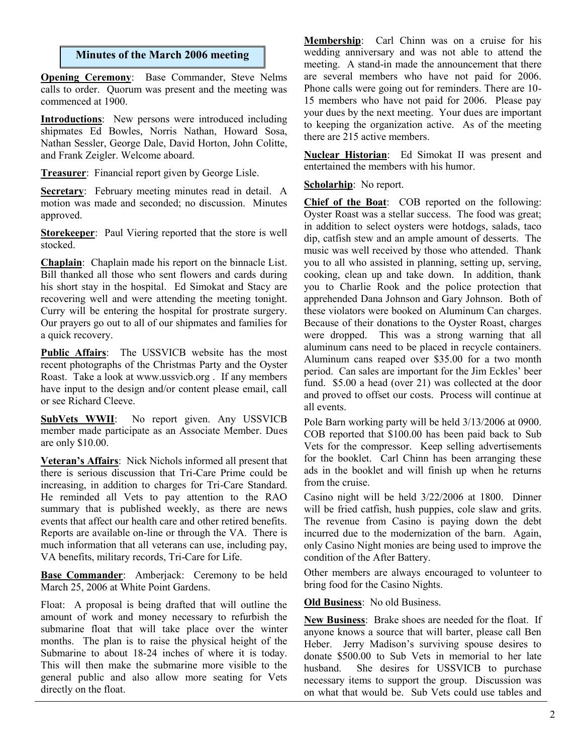## Minutes of the March 2006 meeting

**Opening Ceremony**: Base Commander, Steve Nelms calls to order. Quorum was present and the meeting was commenced at 1900.

**Introductions**: New persons were introduced including shipmates Ed Bowles, Norris Nathan, Howard Sosa, Nathan Sessler, George Dale, David Horton, John Colitte, and Frank Zeigler. Welcome aboard.

**Treasurer**: Financial report given by George Lisle.

**Secretary**: February meeting minutes read in detail. A motion was made and seconded; no discussion. Minutes approved.

**Storekeeper**: Paul Viering reported that the store is well stocked.

**Chaplain**: Chaplain made his report on the binnacle List. Bill thanked all those who sent flowers and cards during his short stay in the hospital. Ed Simokat and Stacy are recovering well and were attending the meeting tonight. Curry will be entering the hospital for prostrate surgery. Our prayers go out to all of our shipmates and families for a quick recovery.

**Public Affairs**: The USSVICB website has the most recent photographs of the Christmas Party and the Oyster Roast. Take a look at www.ussvicb.org . If any members have input to the design and/or content please email, call or see Richard Cleeve.

**SubVets WWII**: No report given. Any USSVICB member made participate as an Associate Member. Dues are only $10.00.

**Veteran's Affairs**: Nick Nichols informed all present that there is serious discussion that Tri-Care Prime could be increasing, in addition to charges for Tri-Care Standard. He reminded all Vets to pay attention to the RAO summary that is published weekly, as there are news events that affect our health care and other retired benefits. Reports are available on-line or through the VA. There is much information that all veterans can use, including pay, VA benefits, military records, Tri-Care for Life.

**Base Commander**: Amberjack: Ceremony to be held March 25, 2006 at White Point Gardens.

Float: A proposal is being drafted that will outline the amount of work and money necessary to refurbish the submarine float that will take place over the winter months. The plan is to raise the physical height of the Submarine to about 18-24 inches of where it is today. This will then make the submarine more visible to the general public and also allow more seating for Vets directly on the float.

**Membership**: Carl Chinn was on a cruise for his wedding anniversary and was not able to attend the meeting. A stand-in made the announcement that there are several members who have not paid for 2006. Phone calls were going out for reminders. There are 10-15 members who have not paid for 2006. Please pay your dues by the next meeting. Your dues are important to keeping the organization active. As of the meeting there are 215 active members.

**Nuclear Historian**: Ed Simokat II was present and entertained the members with his humor.

**Scholarhip**: No report.

**Chief of the Boat**: COB reported on the following: Oyster Roast was a stellar success. The food was great; in addition to select oysters were hotdogs, salads, taco dip, catfish stew and an ample amount of desserts. The music was well received by those who attended. Thank you to all who assisted in planning, setting up, serving, cooking, clean up and take down. In addition, thank you to Charlie Rook and the police protection that apprehended Dana Johnson and Gary Johnson. Both of these violators were booked on Aluminum Can charges. Because of their donations to the Oyster Roast, charges were dropped. This was a strong warning that all aluminum cans need to be placed in recycle containers. Aluminum cans reaped over $35.00 for a two month period. Can sales are important for the Jim Eckles' beer fund. $5.00 a head (over 21) was collected at the door and proved to offset our costs. Process will continue at all events.

Pole Barn working party will be held 3/13/2006 at 0900. COB reported that $100.00 has been paid back to Sub Vets for the compressor. Keep selling advertisements for the booklet. Carl Chinn has been arranging these ads in the booklet and will finish up when he returns from the cruise.

Casino night will be held 3/22/2006 at 1800. Dinner will be fried catfish, hush puppies, cole slaw and grits. The revenue from Casino is paying down the debt incurred due to the modernization of the barn. Again, only Casino Night monies are being used to improve the condition of the After Battery.

Other members are always encouraged to volunteer to bring food for the Casino Nights.

**Old Business**: No old Business.

**New Business**: Brake shoes are needed for the float. If anyone knows a source that will barter, please call Ben Heber. Jerry Madison's surviving spouse desires to donate $500.00 to Sub Vets in memorial to her late husband. She desires for USSVICB to purchase necessary items to support the group. Discussion was on what that would be. Sub Vets could use tables and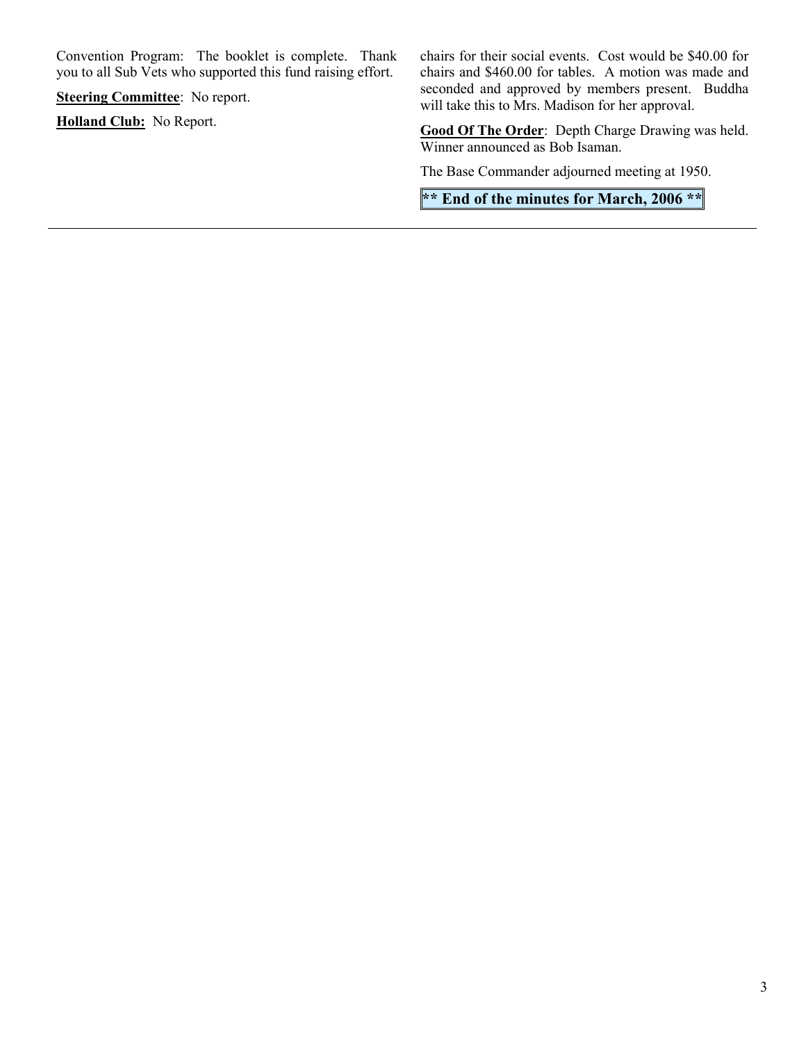Convention Program: The booklet is complete. Thank you to all Sub Vets who supported this fund raising effort.

**Steering Committee**: No report.

**Holland Club:** No Report.

chairs for their social events. Cost would be $40.00 for chairs and $460.00 for tables. A motion was made and seconded and approved by members present. Buddha will take this to Mrs. Madison for her approval.

**Good Of The Order**: Depth Charge Drawing was held. Winner announced as Bob Isaman.

The Base Commander adjourned meeting at 1950.

**\*\* End of the minutes for March, 2006 \*\***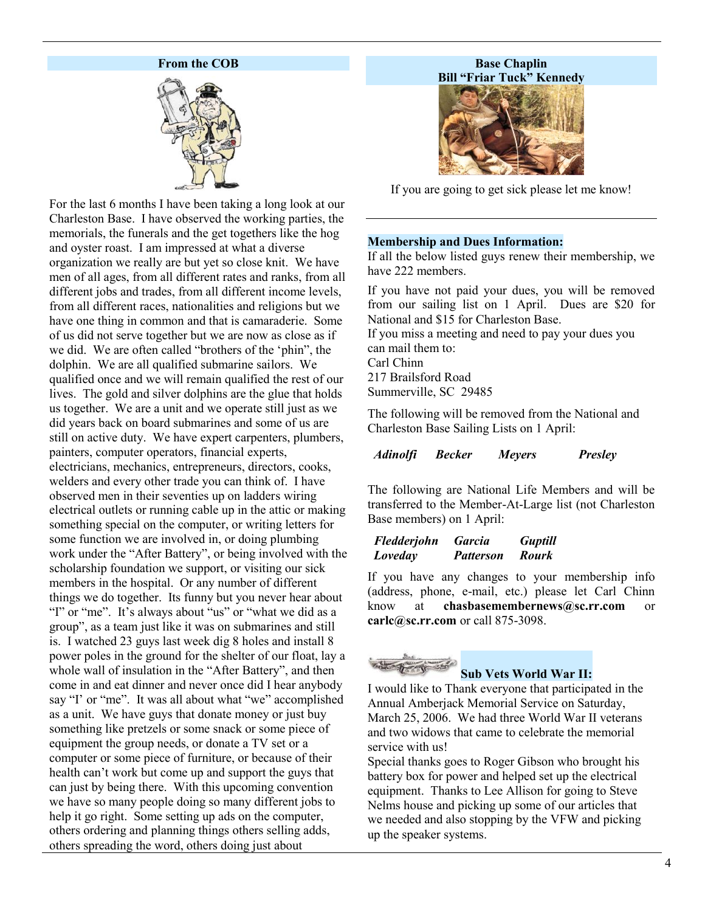## From the COB

For the last 6 months I have been taking a long look at our Charleston Base. I have observed the working parties, the memorials, the funerals and the get togethers like the hog and oyster roast. I am impressed at what a diverse organization we really are but yet so close knit. We have men of all ages, from all different rates and ranks, from all different jobs and trades, from all different income levels, from all different races, nationalities and religions but we have one thing in common and that is camaraderie. Some of us did not serve together but we are now as close as if we did. We are often called "brothers of the 'phin", the dolphin. We are all qualified submarine sailors. We qualified once and we will remain qualified the rest of our lives. The gold and silver dolphins are the glue that holds us together. We are a unit and we operate still just as we did years back on board submarines and some of us are still on active duty. We have expert carpenters, plumbers, painters, computer operators, financial experts, electricians, mechanics, entrepreneurs, directors, cooks, welders and every other trade you can think of. I have observed men in their seventies up on ladders wiring electrical outlets or running cable up in the attic or making something special on the computer, or writing letters for some function we are involved in, or doing plumbing work under the "After Battery", or being involved with the scholarship foundation we support, or visiting our sick members in the hospital. Or any number of different things we do together. Its funny but you never hear about "I" or "me". It's always about "us" or "what we did as a group", as a team just like it was on submarines and still is. I watched 23 guys last week dig 8 holes and install 8 power poles in the ground for the shelter of our float, lay a whole wall of insulation in the "After Battery", and then come in and eat dinner and never once did I hear anybody say "I' or "me". It was all about what "we" accomplished as a unit. We have guys that donate money or just buy something like pretzels or some snack or some piece of equipment the group needs, or donate a TV set or a computer or some piece of furniture, or because of their health can't work but come up and support the guys that can just by being there. With this upcoming convention we have so many people doing so many different jobs to help it go right. Some setting up ads on the computer, others ordering and planning things others selling adds, others spreading the word, others doing just about

## Base Chaplin
## Bill "Friar Tuck" Kennedy

If you are going to get sick please let me know!

## Membership and Dues Information:

If all the below listed guys renew their membership, we have 222 members.

If you have not paid your dues, you will be removed from our sailing list on 1 April. Dues are $20 for National and $15 for Charleston Base.

If you miss a meeting and need to pay your dues you can mail them to:
Carl Chinn
217 Brailsford Road
Summerville, SC 29485

The following will be removed from the National and Charleston Base Sailing Lists on 1 April:

***Adinolfi*** ***Becker*** ***Meyers*** ***Presley***

The following are National Life Members and will be transferred to the Member-At-Large list (not Charleston Base members) on 1 April:

***Fledderjohn*** ***Garcia*** ***Guptill***
***Loveday*** ***Patterson*** ***Rourk***

If you have any changes to your membership info (address, phone, e-mail, etc.) please let Carl Chinn know at **chasbasemembernews@sc.rr.com** or **carlc@sc.rr.com** or call 875-3098.

## Sub Vets World War II:

I would like to Thank everyone that participated in the Annual Amberjack Memorial Service on Saturday, March 25, 2006. We had three World War II veterans and two widows that came to celebrate the memorial service with us!

Special thanks goes to Roger Gibson who brought his battery box for power and helped set up the electrical equipment. Thanks to Lee Allison for going to Steve Nelms house and picking up some of our articles that we needed and also stopping by the VFW and picking up the speaker systems.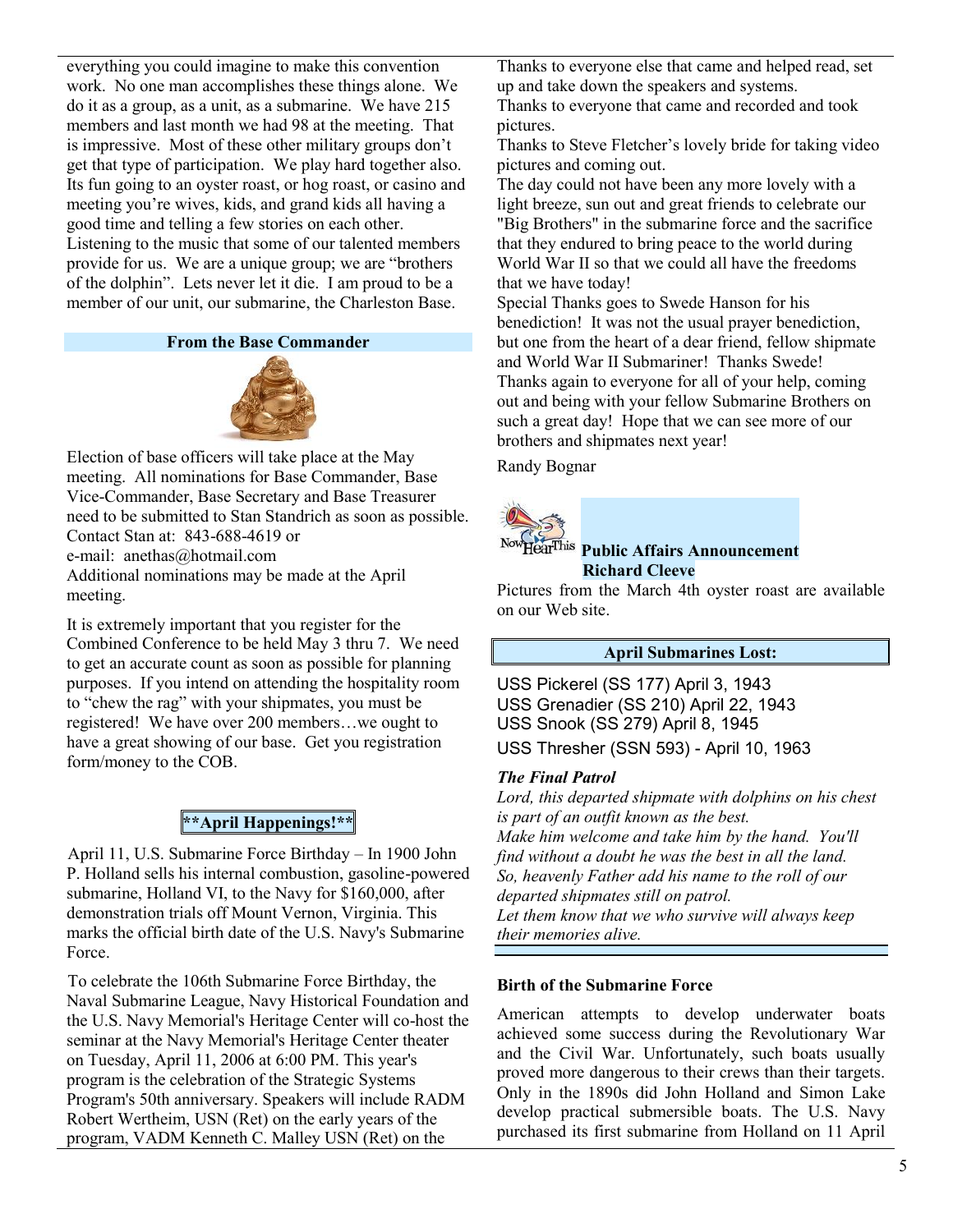everything you could imagine to make this convention work. No one man accomplishes these things alone. We do it as a group, as a unit, as a submarine. We have 215 members and last month we had 98 at the meeting. That is impressive. Most of these other military groups don't get that type of participation. We play hard together also. Its fun going to an oyster roast, or hog roast, or casino and meeting you're wives, kids, and grand kids all having a good time and telling a few stories on each other. Listening to the music that some of our talented members provide for us. We are a unique group; we are "brothers of the dolphin". Lets never let it die. I am proud to be a member of our unit, our submarine, the Charleston Base.

### From the Base Commander

Election of base officers will take place at the May meeting. All nominations for Base Commander, Base Vice-Commander, Base Secretary and Base Treasurer need to be submitted to Stan Standrich as soon as possible. Contact Stan at: 843-688-4619 or
e-mail: anethas@hotmail.com
Additional nominations may be made at the April meeting.

It is extremely important that you register for the Combined Conference to be held May 3 thru 7. We need to get an accurate count as soon as possible for planning purposes. If you intend on attending the hospitality room to "chew the rag" with your shipmates, you must be registered! We have over 200 members…we ought to have a great showing of our base. Get you registration form/money to the COB.

### **April Happenings!**

April 11, U.S. Submarine Force Birthday – In 1900 John P. Holland sells his internal combustion, gasoline-powered submarine, Holland VI, to the Navy for $160,000, after demonstration trials off Mount Vernon, Virginia. This marks the official birth date of the U.S. Navy's Submarine Force.

To celebrate the 106th Submarine Force Birthday, the Naval Submarine League, Navy Historical Foundation and the U.S. Navy Memorial's Heritage Center will co-host the seminar at the Navy Memorial's Heritage Center theater on Tuesday, April 11, 2006 at 6:00 PM. This year's program is the celebration of the Strategic Systems Program's 50th anniversary. Speakers will include RADM Robert Wertheim, USN (Ret) on the early years of the program, VADM Kenneth C. Malley USN (Ret) on the

Thanks to everyone else that came and helped read, set up and take down the speakers and systems.
Thanks to everyone that came and recorded and took pictures.
Thanks to Steve Fletcher's lovely bride for taking video pictures and coming out.
The day could not have been any more lovely with a light breeze, sun out and great friends to celebrate our "Big Brothers" in the submarine force and the sacrifice that they endured to bring peace to the world during World War II so that we could all have the freedoms that we have today!
Special Thanks goes to Swede Hanson for his benediction! It was not the usual prayer benediction, but one from the heart of a dear friend, fellow shipmate and World War II Submariner! Thanks Swede!
Thanks again to everyone for all of your help, coming out and being with your fellow Submarine Brothers on such a great day! Hope that we can see more of our brothers and shipmates next year!

Randy Bognar

### Public Affairs Announcement
**Richard Cleeve**

Pictures from the March 4th oyster roast are available on our Web site.

### April Submarines Lost:

USS Pickerel (SS 177) April 3, 1943
USS Grenadier (SS 210) April 22, 1943
USS Snook (SS 279) April 8, 1945
USS Thresher (SSN 593) - April 10, 1963

***The Final Patrol***

*Lord, this departed shipmate with dolphins on his chest is part of an outfit known as the best.*
*Make him welcome and take him by the hand. You'll find without a doubt he was the best in all the land.*
*So, heavenly Father add his name to the roll of our departed shipmates still on patrol.*
*Let them know that we who survive will always keep their memories alive.*

### Birth of the Submarine Force

American attempts to develop underwater boats achieved some success during the Revolutionary War and the Civil War. Unfortunately, such boats usually proved more dangerous to their crews than their targets. Only in the 1890s did John Holland and Simon Lake develop practical submersible boats. The U.S. Navy purchased its first submarine from Holland on 11 April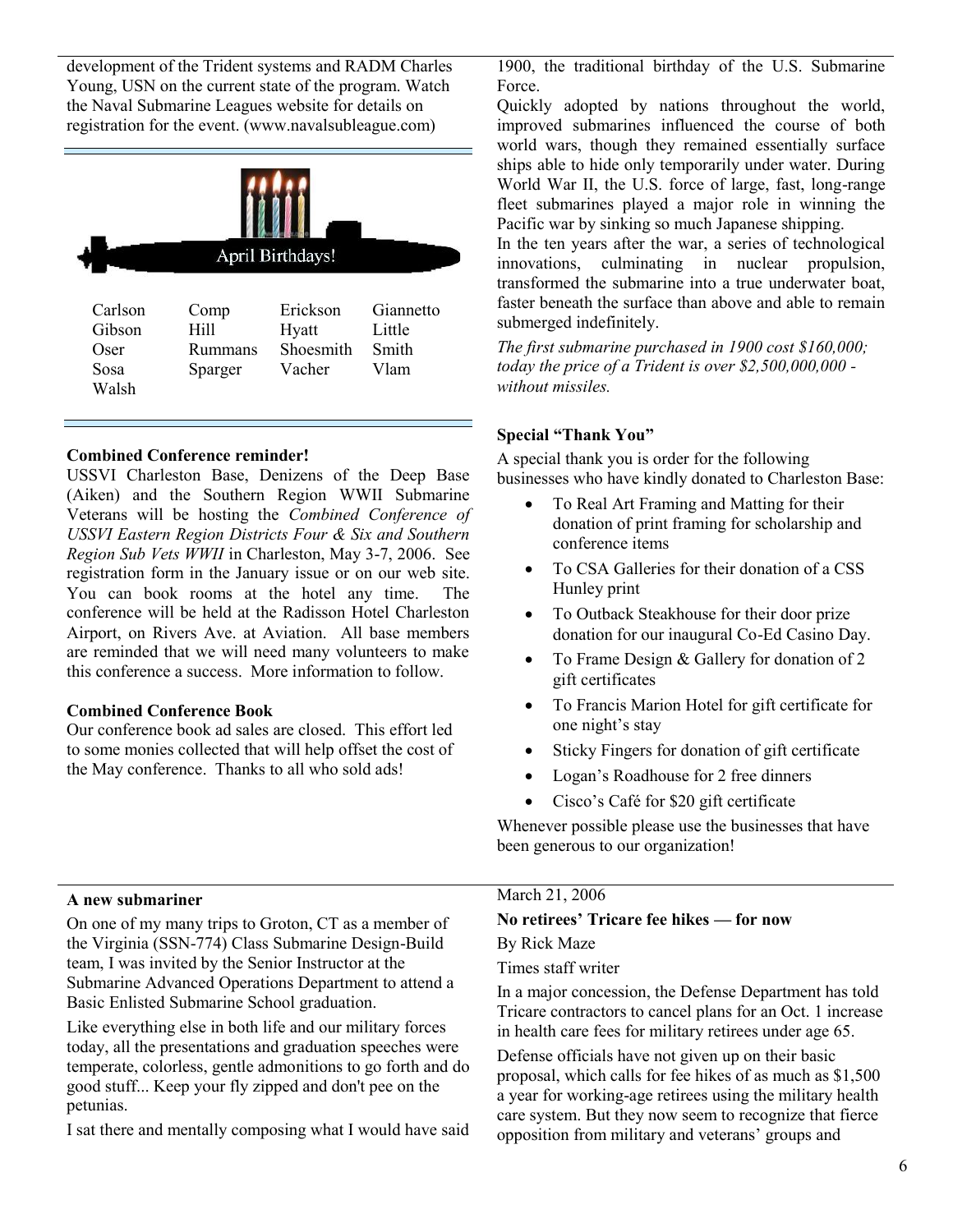development of the Trident systems and RADM Charles Young, USN on the current state of the program. Watch the Naval Submarine Leagues website for details on registration for the event. (www.navalsubleague.com)

## April Birthdays!

| | | | |
|---|---|---|---|
| Carlson | Comp | Erickson | Giannetto |
| Gibson | Hill | Hyatt | Little |
| Oser | Rummans | Shoesmith | Smith |
| Sosa | Sparger | Vacher | Vlam |
| Walsh | | | |

**Combined Conference reminder!**

USSVI Charleston Base, Denizens of the Deep Base (Aiken) and the Southern Region WWII Submarine Veterans will be hosting the *Combined Conference of USSVI Eastern Region Districts Four & Six and Southern Region Sub Vets WWII* in Charleston, May 3-7, 2006. See registration form in the January issue or on our web site. You can book rooms at the hotel any time. The conference will be held at the Radisson Hotel Charleston Airport, on Rivers Ave. at Aviation. All base members are reminded that we will need many volunteers to make this conference a success. More information to follow.

**Combined Conference Book**

Our conference book ad sales are closed. This effort led to some monies collected that will help offset the cost of the May conference. Thanks to all who sold ads!

1900, the traditional birthday of the U.S. Submarine Force.

Quickly adopted by nations throughout the world, improved submarines influenced the course of both world wars, though they remained essentially surface ships able to hide only temporarily under water. During World War II, the U.S. force of large, fast, long-range fleet submarines played a major role in winning the Pacific war by sinking so much Japanese shipping.

In the ten years after the war, a series of technological innovations, culminating in nuclear propulsion, transformed the submarine into a true underwater boat, faster beneath the surface than above and able to remain submerged indefinitely.

*The first submarine purchased in 1900 cost $160,000; today the price of a Trident is over $2,500,000,000 - without missiles.*

**Special "Thank You"**

A special thank you is order for the following businesses who have kindly donated to Charleston Base:

- To Real Art Framing and Matting for their donation of print framing for scholarship and conference items
- To CSA Galleries for their donation of a CSS Hunley print
- To Outback Steakhouse for their door prize donation for our inaugural Co-Ed Casino Day.
- To Frame Design & Gallery for donation of 2 gift certificates
- To Francis Marion Hotel for gift certificate for one night's stay
- Sticky Fingers for donation of gift certificate
- Logan's Roadhouse for 2 free dinners
- Cisco's Café for $20 gift certificate

Whenever possible please use the businesses that have been generous to our organization!

**A new submariner**

On one of my many trips to Groton, CT as a member of the Virginia (SSN-774) Class Submarine Design-Build team, I was invited by the Senior Instructor at the Submarine Advanced Operations Department to attend a Basic Enlisted Submarine School graduation.

Like everything else in both life and our military forces today, all the presentations and graduation speeches were temperate, colorless, gentle admonitions to go forth and do good stuff... Keep your fly zipped and don't pee on the petunias.

I sat there and mentally composing what I would have said

March 21, 2006

**No retirees' Tricare fee hikes — for now**

By Rick Maze

Times staff writer

In a major concession, the Defense Department has told Tricare contractors to cancel plans for an Oct. 1 increase in health care fees for military retirees under age 65.

Defense officials have not given up on their basic proposal, which calls for fee hikes of as much as $1,500 a year for working-age retirees using the military health care system. But they now seem to recognize that fierce opposition from military and veterans' groups and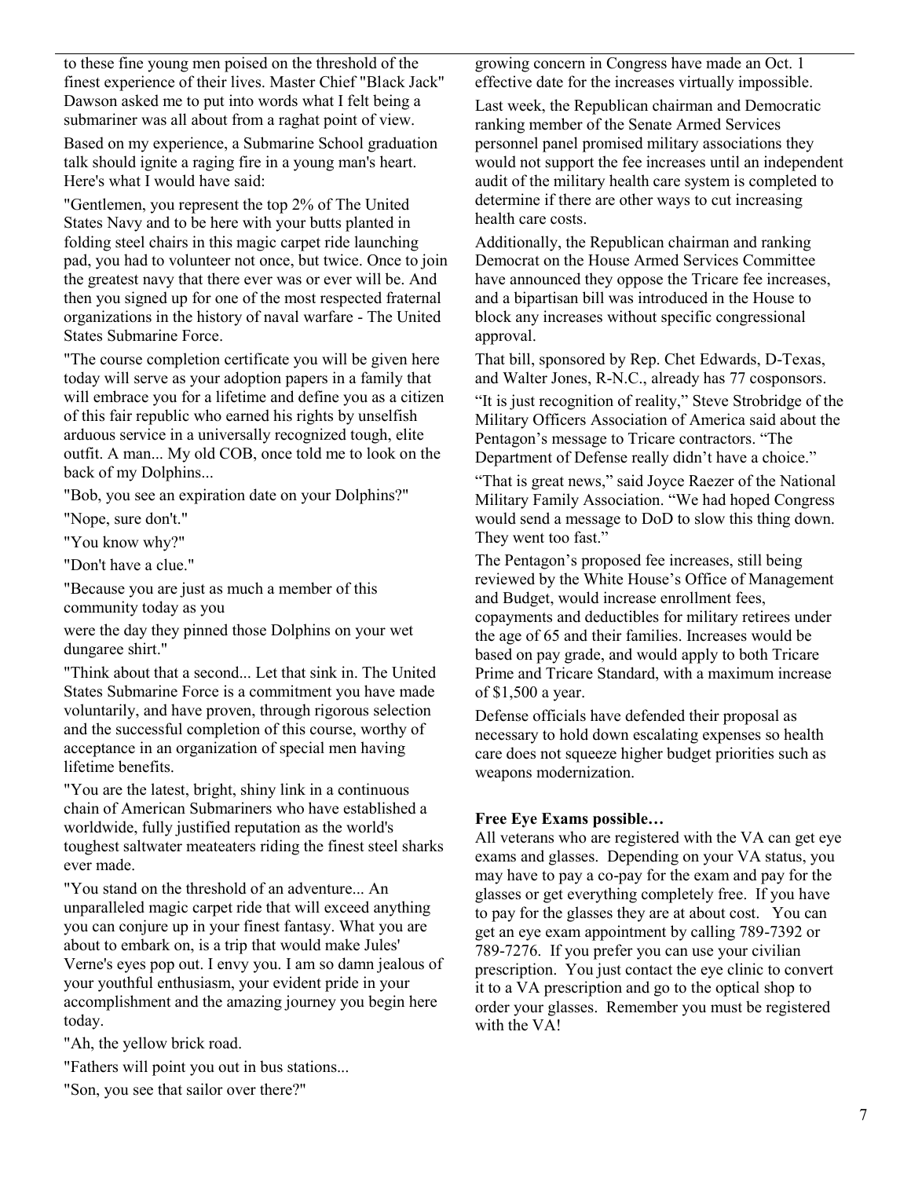to these fine young men poised on the threshold of the finest experience of their lives. Master Chief "Black Jack" Dawson asked me to put into words what I felt being a submariner was all about from a raghat point of view.

Based on my experience, a Submarine School graduation talk should ignite a raging fire in a young man's heart. Here's what I would have said:

"Gentlemen, you represent the top 2% of The United States Navy and to be here with your butts planted in folding steel chairs in this magic carpet ride launching pad, you had to volunteer not once, but twice. Once to join the greatest navy that there ever was or ever will be. And then you signed up for one of the most respected fraternal organizations in the history of naval warfare - The United States Submarine Force.

"The course completion certificate you will be given here today will serve as your adoption papers in a family that will embrace you for a lifetime and define you as a citizen of this fair republic who earned his rights by unselfish arduous service in a universally recognized tough, elite outfit. A man... My old COB, once told me to look on the back of my Dolphins...

"Bob, you see an expiration date on your Dolphins?"

"Nope, sure don't."

"You know why?"

"Don't have a clue."

"Because you are just as much a member of this community today as you

were the day they pinned those Dolphins on your wet dungaree shirt."

"Think about that a second... Let that sink in. The United States Submarine Force is a commitment you have made voluntarily, and have proven, through rigorous selection and the successful completion of this course, worthy of acceptance in an organization of special men having lifetime benefits.

"You are the latest, bright, shiny link in a continuous chain of American Submariners who have established a worldwide, fully justified reputation as the world's toughest saltwater meateaters riding the finest steel sharks ever made.

"You stand on the threshold of an adventure... An unparalleled magic carpet ride that will exceed anything you can conjure up in your finest fantasy. What you are about to embark on, is a trip that would make Jules' Verne's eyes pop out. I envy you. I am so damn jealous of your youthful enthusiasm, your evident pride in your accomplishment and the amazing journey you begin here today.

"Ah, the yellow brick road.

"Fathers will point you out in bus stations...

"Son, you see that sailor over there?"

growing concern in Congress have made an Oct. 1 effective date for the increases virtually impossible.

Last week, the Republican chairman and Democratic ranking member of the Senate Armed Services personnel panel promised military associations they would not support the fee increases until an independent audit of the military health care system is completed to determine if there are other ways to cut increasing health care costs.

Additionally, the Republican chairman and ranking Democrat on the House Armed Services Committee have announced they oppose the Tricare fee increases, and a bipartisan bill was introduced in the House to block any increases without specific congressional approval.

That bill, sponsored by Rep. Chet Edwards, D-Texas, and Walter Jones, R-N.C., already has 77 cosponsors.

"It is just recognition of reality," Steve Strobridge of the Military Officers Association of America said about the Pentagon's message to Tricare contractors. "The Department of Defense really didn't have a choice."

"That is great news," said Joyce Raezer of the National Military Family Association. "We had hoped Congress would send a message to DoD to slow this thing down. They went too fast."

The Pentagon's proposed fee increases, still being reviewed by the White House's Office of Management and Budget, would increase enrollment fees, copayments and deductibles for military retirees under the age of 65 and their families. Increases would be based on pay grade, and would apply to both Tricare Prime and Tricare Standard, with a maximum increase of $1,500 a year.

Defense officials have defended their proposal as necessary to hold down escalating expenses so health care does not squeeze higher budget priorities such as weapons modernization.

**Free Eye Exams possible…**

All veterans who are registered with the VA can get eye exams and glasses. Depending on your VA status, you may have to pay a co-pay for the exam and pay for the glasses or get everything completely free. If you have to pay for the glasses they are at about cost. You can get an eye exam appointment by calling 789-7392 or 789-7276. If you prefer you can use your civilian prescription. You just contact the eye clinic to convert it to a VA prescription and go to the optical shop to order your glasses. Remember you must be registered with the VA!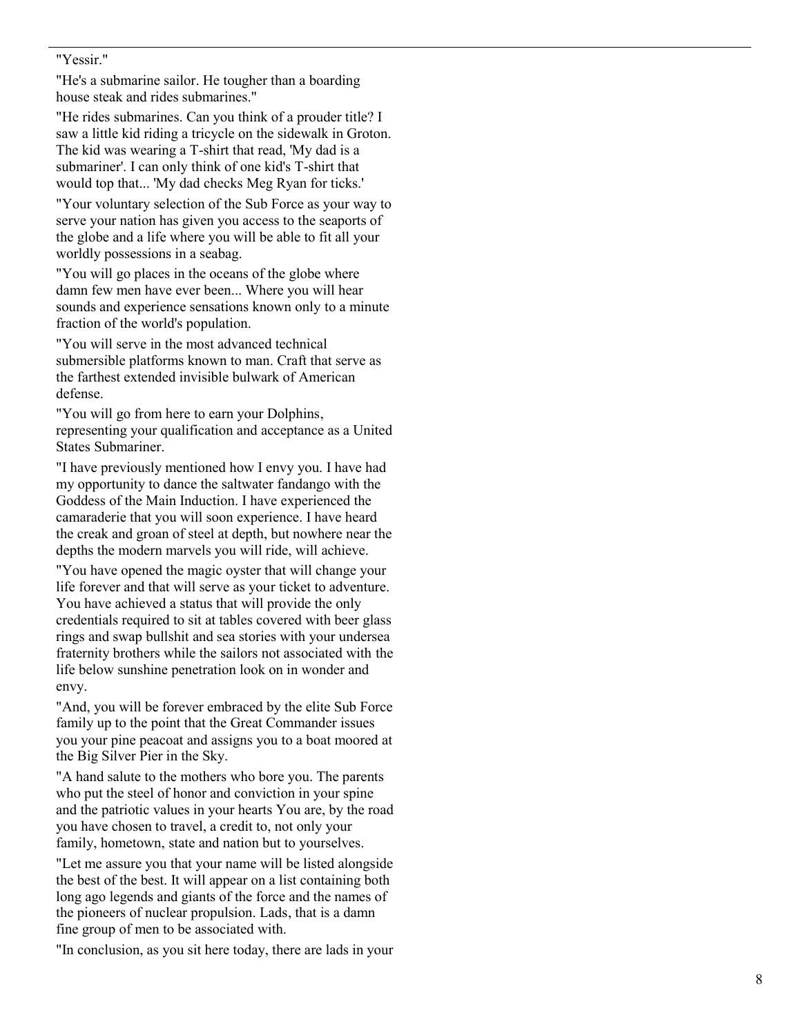"Yessir."

"He's a submarine sailor. He tougher than a boarding house steak and rides submarines."

"He rides submarines. Can you think of a prouder title? I saw a little kid riding a tricycle on the sidewalk in Groton. The kid was wearing a T-shirt that read, 'My dad is a submariner'. I can only think of one kid's T-shirt that would top that... 'My dad checks Meg Ryan for ticks.'

"Your voluntary selection of the Sub Force as your way to serve your nation has given you access to the seaports of the globe and a life where you will be able to fit all your worldly possessions in a seabag.

"You will go places in the oceans of the globe where damn few men have ever been... Where you will hear sounds and experience sensations known only to a minute fraction of the world's population.

"You will serve in the most advanced technical submersible platforms known to man. Craft that serve as the farthest extended invisible bulwark of American defense.

"You will go from here to earn your Dolphins, representing your qualification and acceptance as a United States Submariner.

"I have previously mentioned how I envy you. I have had my opportunity to dance the saltwater fandango with the Goddess of the Main Induction. I have experienced the camaraderie that you will soon experience. I have heard the creak and groan of steel at depth, but nowhere near the depths the modern marvels you will ride, will achieve.

"You have opened the magic oyster that will change your life forever and that will serve as your ticket to adventure. You have achieved a status that will provide the only credentials required to sit at tables covered with beer glass rings and swap bullshit and sea stories with your undersea fraternity brothers while the sailors not associated with the life below sunshine penetration look on in wonder and envy.

"And, you will be forever embraced by the elite Sub Force family up to the point that the Great Commander issues you your pine peacoat and assigns you to a boat moored at the Big Silver Pier in the Sky.

"A hand salute to the mothers who bore you. The parents who put the steel of honor and conviction in your spine and the patriotic values in your hearts You are, by the road you have chosen to travel, a credit to, not only your family, hometown, state and nation but to yourselves.

"Let me assure you that your name will be listed alongside the best of the best. It will appear on a list containing both long ago legends and giants of the force and the names of the pioneers of nuclear propulsion. Lads, that is a damn fine group of men to be associated with.

"In conclusion, as you sit here today, there are lads in your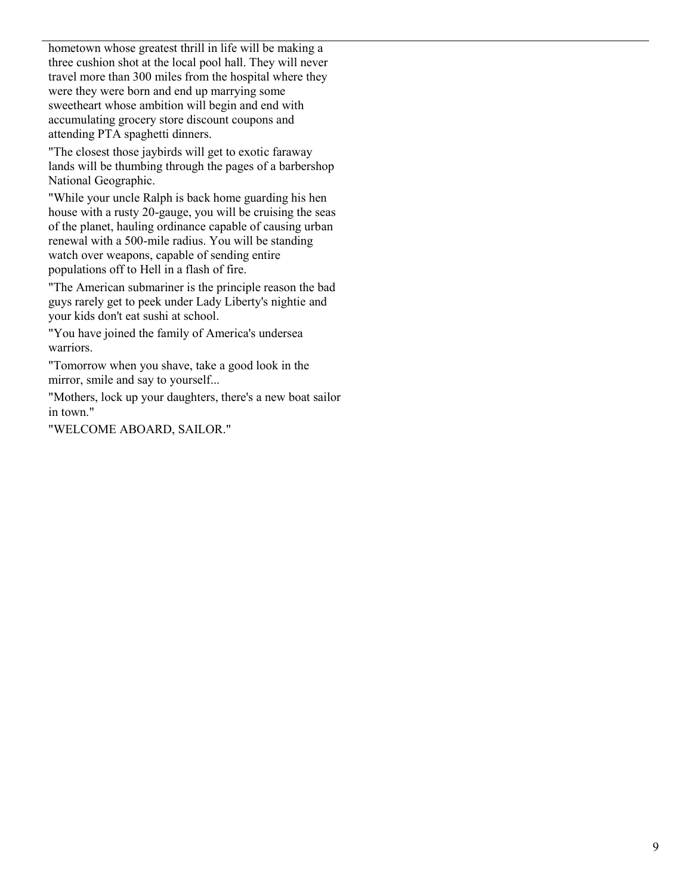hometown whose greatest thrill in life will be making a three cushion shot at the local pool hall. They will never travel more than 300 miles from the hospital where they were they were born and end up marrying some sweetheart whose ambition will begin and end with accumulating grocery store discount coupons and attending PTA spaghetti dinners.

"The closest those jaybirds will get to exotic faraway lands will be thumbing through the pages of a barbershop National Geographic.

"While your uncle Ralph is back home guarding his hen house with a rusty 20-gauge, you will be cruising the seas of the planet, hauling ordinance capable of causing urban renewal with a 500-mile radius. You will be standing watch over weapons, capable of sending entire populations off to Hell in a flash of fire.

"The American submariner is the principle reason the bad guys rarely get to peek under Lady Liberty's nightie and your kids don't eat sushi at school.

"You have joined the family of America's undersea warriors.

"Tomorrow when you shave, take a good look in the mirror, smile and say to yourself...

"Mothers, lock up your daughters, there's a new boat sailor in town."

"WELCOME ABOARD, SAILOR."